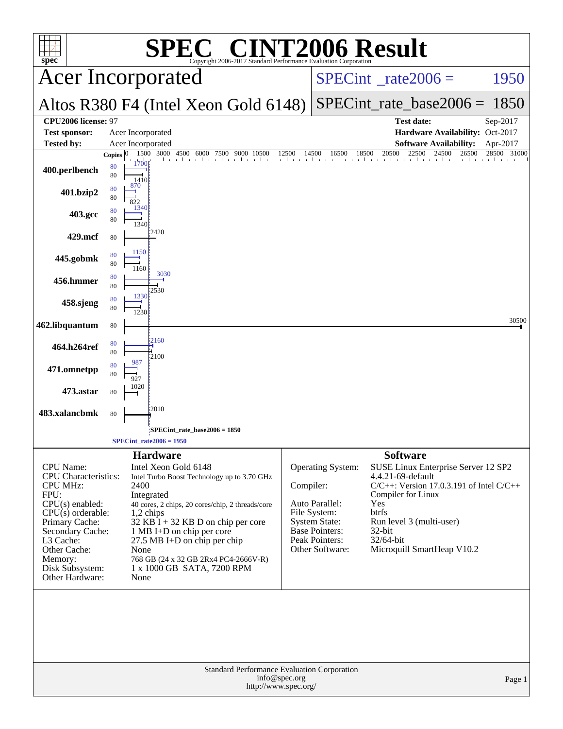# SPEC CINT2006 Result

Copyright 2006-2017 Standard Performance Evaluation Corporation

## Acer Incorporated

**Altos R380 F4 (Intel Xeon Gold 6148)**

SPECint_rate2006 = 1950

SPECint_rate_base2006 = 1850

| | | | |
|---|---|---|---|
| **CPU2006 license:** 97 | | **Test date:** | Sep-2017 |
| **Test sponsor:** | Acer Incorporated | **Hardware Availability:** | Oct-2017 |
| **Tested by:** | Acer Incorporated | **Software Availability:** | Apr-2017 |

| Benchmark | Copies (peak) | Peak | Copies (base) | Base |
|---|---|---|---|---|
| 400.perlbench | 80 | 1700 | 80 | 1410 |
| 401.bzip2 | 80 | 870 | 80 | 822 |
| 403.gcc | 80 | 1340 | 80 | 1340 |
| 429.mcf | | | 80 | 2420 |
| 445.gobmk | 80 | 1150 | 80 | 1160 |
| 456.hmmer | 80 | 3030 | 80 | 2530 |
| 458.sjeng | 80 | 1330 | 80 | 1230 |
| 462.libquantum | | | 80 | 30500 |
| 464.h264ref | 80 | 2160 | 80 | 2100 |
| 471.omnetpp | 80 | 987 | 80 | 927 |
| 473.astar | | | 80 | 1020 |
| 483.xalancbmk | | | 80 | 2010 |

SPECint_rate_base2006 = 1850

SPECint_rate2006 = 1950

### Hardware

| | |
|---|---|
| CPU Name: | Intel Xeon Gold 6148 |
| CPU Characteristics: | Intel Turbo Boost Technology up to 3.70 GHz |
| CPU MHz: | 2400 |
| FPU: | Integrated |
| CPU(s) enabled: | 40 cores, 2 chips, 20 cores/chip, 2 threads/core |
| CPU(s) orderable: | 1,2 chips |
| Primary Cache: | 32 KB I + 32 KB D on chip per core |
| Secondary Cache: | 1 MB I+D on chip per core |
| L3 Cache: | 27.5 MB I+D on chip per chip |
| Other Cache: | None |
| Memory: | 768 GB (24 x 32 GB 2Rx4 PC4-2666V-R) |
| Disk Subsystem: | 1 x 1000 GB SATA, 7200 RPM |
| Other Hardware: | None |

### Software

| | |
|---|---|
| Operating System: | SUSE Linux Enterprise Server 12 SP2 4.4.21-69-default |
| Compiler: | C/C++: Version 17.0.3.191 of Intel C/C++ Compiler for Linux |
| Auto Parallel: | Yes |
| File System: | btrfs |
| System State: | Run level 3 (multi-user) |
| Base Pointers: | 32-bit |
| Peak Pointers: | 32/64-bit |
| Other Software: | Microquill SmartHeap V10.2 |

Standard Performance Evaluation Corporation
info@spec.org
http://www.spec.org/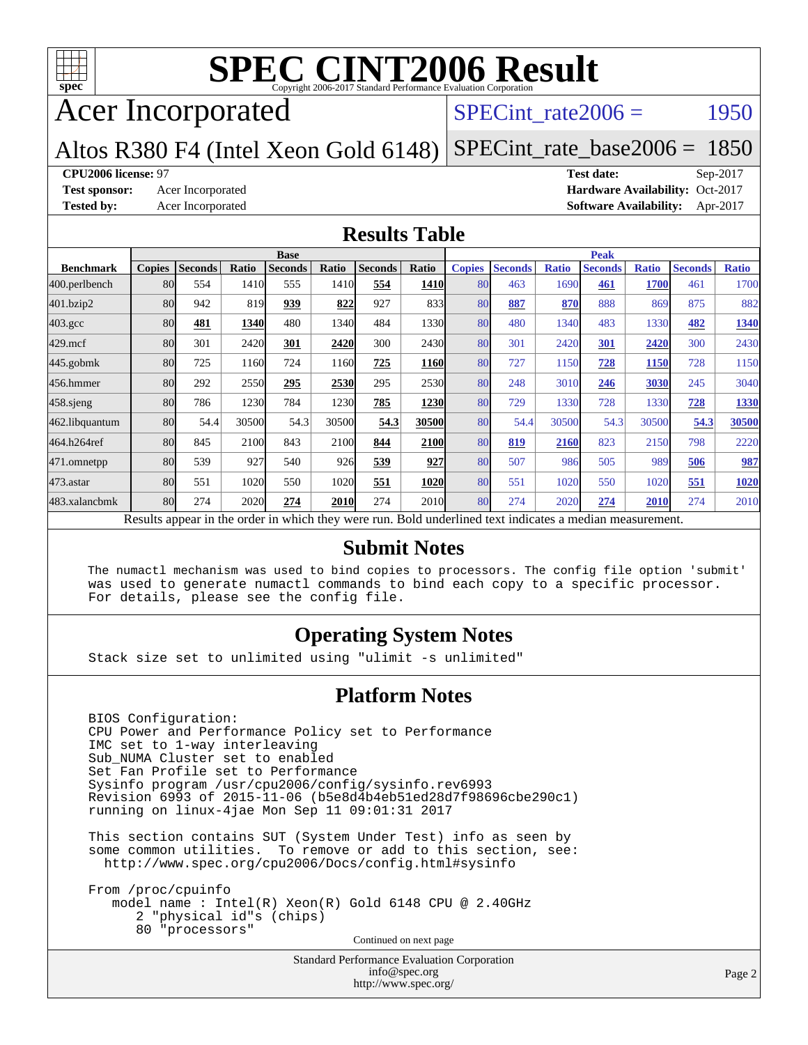# SPEC CINT2006 Result

Copyright 2006-2017 Standard Performance Evaluation Corporation

## Acer Incorporated

Altos R380 F4 (Intel Xeon Gold 6148)

SPECint_rate2006 = 1950

SPECint_rate_base2006 = 1850

**CPU2006 license:** 97
**Test sponsor:** Acer Incorporated
**Tested by:** Acer Incorporated

**Test date:** Sep-2017
**Hardware Availability:** Oct-2017
**Software Availability:** Apr-2017

## Results Table

| Benchmark | Base | | | | | | | Peak | | | | | | |
|---|---|---|---|---|---|---|---|---|---|---|---|---|---|---|
| | Copies | Seconds | Ratio | Seconds | Ratio | Seconds | Ratio | Copies | Seconds | Ratio | Seconds | Ratio | Seconds | Ratio |
| 400.perlbench | 80 | 554 | 1410 | 555 | 1410 | **554** | **1410** | 80 | 463 | 1690 | **461** | **1700** | 461 | 1700 |
| 401.bzip2 | 80 | 942 | 819 | **939** | **822** | 927 | 833 | 80 | **887** | **870** | 888 | 869 | 875 | 882 |
| 403.gcc | 80 | **481** | **1340** | 480 | 1340 | 484 | 1330 | 80 | 480 | 1340 | 483 | 1330 | **482** | **1340** |
| 429.mcf | 80 | 301 | 2420 | **301** | **2420** | 300 | 2430 | 80 | 301 | 2420 | **301** | **2420** | 300 | 2430 |
| 445.gobmk | 80 | 725 | 1160 | 724 | 1160 | **725** | **1160** | 80 | 727 | 1150 | **728** | **1150** | 728 | 1150 |
| 456.hmmer | 80 | 292 | 2550 | **295** | **2530** | 295 | 2530 | 80 | 248 | 3010 | **246** | **3030** | 245 | 3040 |
| 458.sjeng | 80 | 786 | 1230 | 784 | 1230 | **785** | **1230** | 80 | 729 | 1330 | 728 | 1330 | **728** | **1330** |
| 462.libquantum | 80 | 54.4 | 30500 | 54.3 | 30500 | **54.3** | **30500** | 80 | 54.4 | 30500 | 54.3 | 30500 | **54.3** | **30500** |
| 464.h264ref | 80 | 845 | 2100 | 843 | 2100 | **844** | **2100** | 80 | **819** | **2160** | 823 | 2150 | 798 | 2220 |
| 471.omnetpp | 80 | 539 | 927 | 540 | 926 | **539** | **927** | 80 | 507 | 986 | 505 | 989 | **506** | **987** |
| 473.astar | 80 | 551 | 1020 | 550 | 1020 | **551** | **1020** | 80 | 551 | 1020 | 550 | 1020 | **551** | **1020** |
| 483.xalancbmk | 80 | 274 | 2020 | **274** | **2010** | 274 | 2010 | 80 | 274 | 2020 | **274** | **2010** | 274 | 2010 |

Results appear in the order in which they were run. Bold underlined text indicates a median measurement.

## Submit Notes

```
The numactl mechanism was used to bind copies to processors. The config file option 'submit'
was used to generate numactl commands to bind each copy to a specific processor.
For details, please see the config file.
```

## Operating System Notes

```
Stack size set to unlimited using "ulimit -s unlimited"
```

## Platform Notes

```
BIOS Configuration:
CPU Power and Performance Policy set to Performance
IMC set to 1-way interleaving
Sub_NUMA Cluster set to enabled
Set Fan Profile set to Performance
Sysinfo program /usr/cpu2006/config/sysinfo.rev6993
Revision 6993 of 2015-11-06 (b5e8d4b4eb51ed28d7f98696cbe290c1)
running on linux-4jae Mon Sep 11 09:01:31 2017

This section contains SUT (System Under Test) info as seen by
some common utilities.  To remove or add to this section, see:
  http://www.spec.org/cpu2006/Docs/config.html#sysinfo

From /proc/cpuinfo
   model name : Intel(R) Xeon(R) Gold 6148 CPU @ 2.40GHz
      2 "physical id"s (chips)
      80 "processors"
```

Continued on next page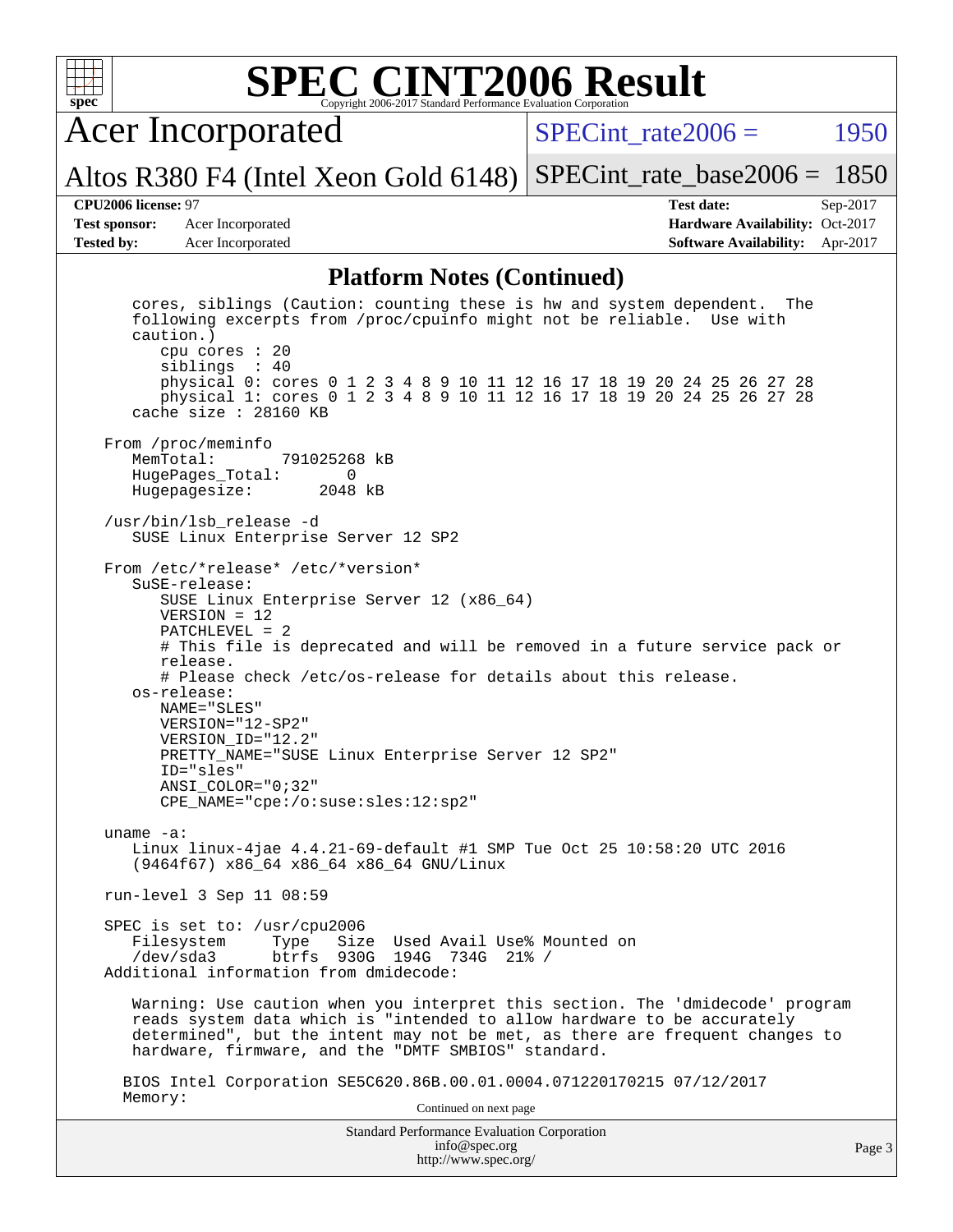## Platform Notes (Continued)

```
   cores, siblings (Caution: counting these is hw and system dependent.  The
   following excerpts from /proc/cpuinfo might not be reliable.  Use with
   caution.)
      cpu cores : 20
      siblings  : 40
      physical 0: cores 0 1 2 3 4 8 9 10 11 12 16 17 18 19 20 24 25 26 27 28
      physical 1: cores 0 1 2 3 4 8 9 10 11 12 16 17 18 19 20 24 25 26 27 28
   cache size : 28160 KB

From /proc/meminfo
   MemTotal:       791025268 kB
   HugePages_Total:        0
   Hugepagesize:        2048 kB

/usr/bin/lsb_release -d
   SUSE Linux Enterprise Server 12 SP2

From /etc/*release* /etc/*version*
   SuSE-release:
      SUSE Linux Enterprise Server 12 (x86_64)
      VERSION = 12
      PATCHLEVEL = 2
      # This file is deprecated and will be removed in a future service pack or
      release.
      # Please check /etc/os-release for details about this release.
   os-release:
      NAME="SLES"
      VERSION="12-SP2"
      VERSION_ID="12.2"
      PRETTY_NAME="SUSE Linux Enterprise Server 12 SP2"
      ID="sles"
      ANSI_COLOR="0;32"
      CPE_NAME="cpe:/o:suse:sles:12:sp2"

uname -a:
   Linux linux-4jae 4.4.21-69-default #1 SMP Tue Oct 25 10:58:20 UTC 2016
   (9464f67) x86_64 x86_64 x86_64 GNU/Linux

run-level 3 Sep 11 08:59

SPEC is set to: /usr/cpu2006
   Filesystem     Type   Size  Used Avail Use% Mounted on
   /dev/sda3      btrfs  930G  194G  734G  21% /
Additional information from dmidecode:

   Warning: Use caution when you interpret this section. The 'dmidecode' program
   reads system data which is "intended to allow hardware to be accurately
   determined", but the intent may not be met, as there are frequent changes to
   hardware, firmware, and the "DMTF SMBIOS" standard.

  BIOS Intel Corporation SE5C620.86B.00.01.0004.071220170215 07/12/2017
  Memory:
```

Continued on next page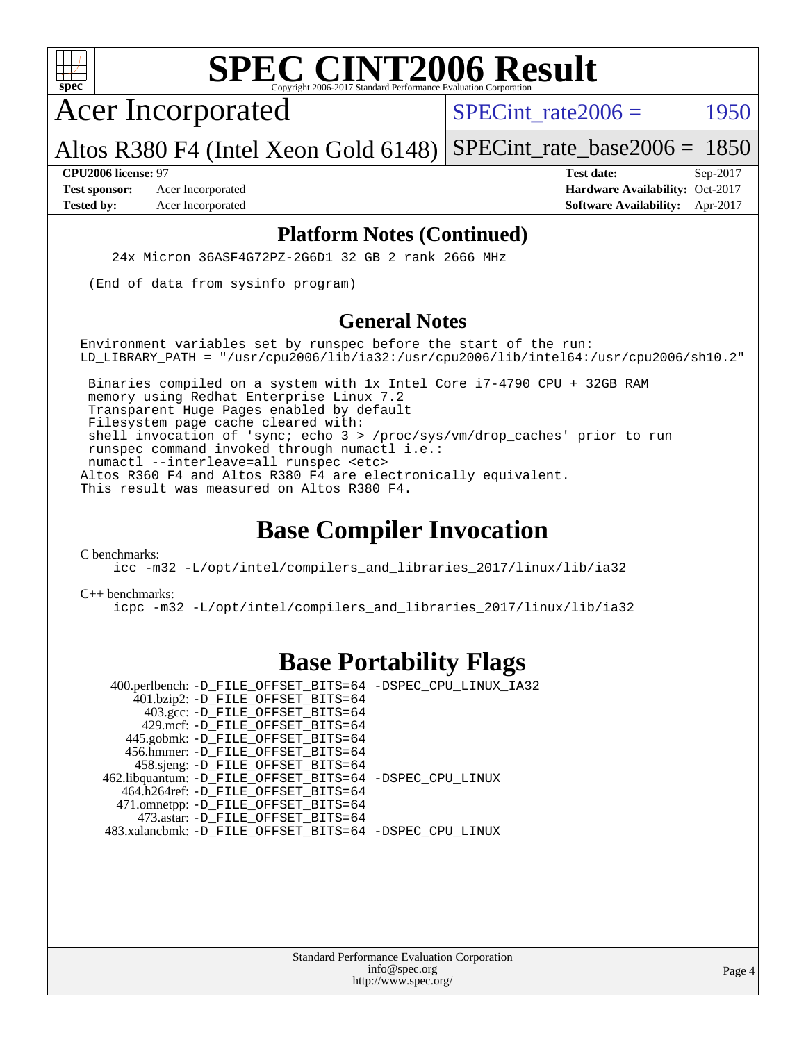# SPEC CINT2006 Result

Copyright 2006-2017 Standard Performance Evaluation Corporation

## Acer Incorporated

Altos R380 F4 (Intel Xeon Gold 6148)

SPECint_rate2006 = 1950

SPECint_rate_base2006 = 1850

**CPU2006 license:** 97
**Test sponsor:** Acer Incorporated
**Tested by:** Acer Incorporated

**Test date:** Sep-2017
**Hardware Availability:** Oct-2017
**Software Availability:** Apr-2017

### Platform Notes (Continued)

```
    24x Micron 36ASF4G72PZ-2G6D1 32 GB 2 rank 2666 MHz

 (End of data from sysinfo program)
```

### General Notes

```
Environment variables set by runspec before the start of the run:
LD_LIBRARY_PATH = "/usr/cpu2006/lib/ia32:/usr/cpu2006/lib/intel64:/usr/cpu2006/sh10.2"

 Binaries compiled on a system with 1x Intel Core i7-4790 CPU + 32GB RAM
 memory using Redhat Enterprise Linux 7.2
 Transparent Huge Pages enabled by default
 Filesystem page cache cleared with:
 shell invocation of 'sync; echo 3 > /proc/sys/vm/drop_caches' prior to run
 runspec command invoked through numactl i.e.:
 numactl --interleave=all runspec <etc>
Altos R360 F4 and Altos R380 F4 are electronically equivalent.
This result was measured on Altos R380 F4.
```

## Base Compiler Invocation

C benchmarks:

```
icc -m32 -L/opt/intel/compilers_and_libraries_2017/linux/lib/ia32
```

C++ benchmarks:

```
icpc -m32 -L/opt/intel/compilers_and_libraries_2017/linux/lib/ia32
```

## Base Portability Flags

```
   400.perlbench: -D_FILE_OFFSET_BITS=64 -DSPEC_CPU_LINUX_IA32
       401.bzip2: -D_FILE_OFFSET_BITS=64
         403.gcc: -D_FILE_OFFSET_BITS=64
         429.mcf: -D_FILE_OFFSET_BITS=64
       445.gobmk: -D_FILE_OFFSET_BITS=64
      456.hmmer: -D_FILE_OFFSET_BITS=64
       458.sjeng: -D_FILE_OFFSET_BITS=64
  462.libquantum: -D_FILE_OFFSET_BITS=64 -DSPEC_CPU_LINUX
     464.h264ref: -D_FILE_OFFSET_BITS=64
     471.omnetpp: -D_FILE_OFFSET_BITS=64
       473.astar: -D_FILE_OFFSET_BITS=64
  483.xalancbmk: -D_FILE_OFFSET_BITS=64 -DSPEC_CPU_LINUX
```

Standard Performance Evaluation Corporation
info@spec.org
http://www.spec.org/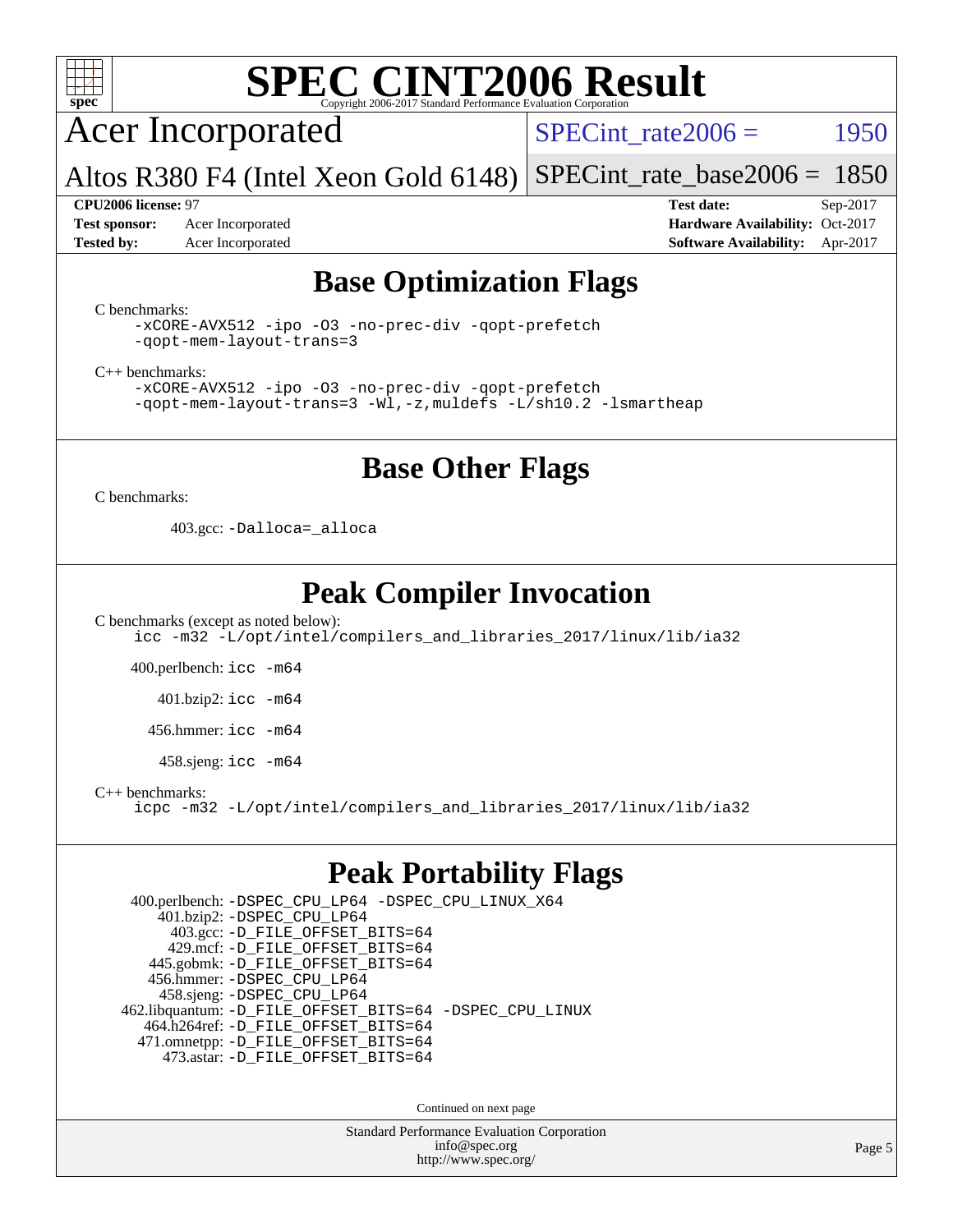# SPEC CINT2006 Result

Copyright 2006-2017 Standard Performance Evaluation Corporation

## Acer Incorporated

Altos R380 F4 (Intel Xeon Gold 6148)

SPECint_rate2006 = 1950

SPECint_rate_base2006 = 1850

**CPU2006 license:** 97
**Test sponsor:** Acer Incorporated
**Tested by:** Acer Incorporated

**Test date:** Sep-2017
**Hardware Availability:** Oct-2017
**Software Availability:** Apr-2017

## Base Optimization Flags

C benchmarks:

```
-xCORE-AVX512 -ipo -O3 -no-prec-div -qopt-prefetch
-qopt-mem-layout-trans=3
```

C++ benchmarks:

```
-xCORE-AVX512 -ipo -O3 -no-prec-div -qopt-prefetch
-qopt-mem-layout-trans=3 -Wl,-z,muldefs -L/sh10.2 -lsmartheap
```

## Base Other Flags

C benchmarks:

403.gcc: `-Dalloca=_alloca`

## Peak Compiler Invocation

C benchmarks (except as noted below):

```
icc -m32 -L/opt/intel/compilers_and_libraries_2017/linux/lib/ia32
```

400.perlbench: `icc -m64`

401.bzip2: `icc -m64`

456.hmmer: `icc -m64`

458.sjeng: `icc -m64`

C++ benchmarks:

```
icpc -m32 -L/opt/intel/compilers_and_libraries_2017/linux/lib/ia32
```

## Peak Portability Flags

400.perlbench: `-DSPEC_CPU_LP64 -DSPEC_CPU_LINUX_X64`
401.bzip2: `-DSPEC_CPU_LP64`
403.gcc: `-D_FILE_OFFSET_BITS=64`
429.mcf: `-D_FILE_OFFSET_BITS=64`
445.gobmk: `-D_FILE_OFFSET_BITS=64`
456.hmmer: `-DSPEC_CPU_LP64`
458.sjeng: `-DSPEC_CPU_LP64`
462.libquantum: `-D_FILE_OFFSET_BITS=64 -DSPEC_CPU_LINUX`
464.h264ref: `-D_FILE_OFFSET_BITS=64`
471.omnetpp: `-D_FILE_OFFSET_BITS=64`
473.astar: `-D_FILE_OFFSET_BITS=64`

Continued on next page

Standard Performance Evaluation Corporation
info@spec.org
http://www.spec.org/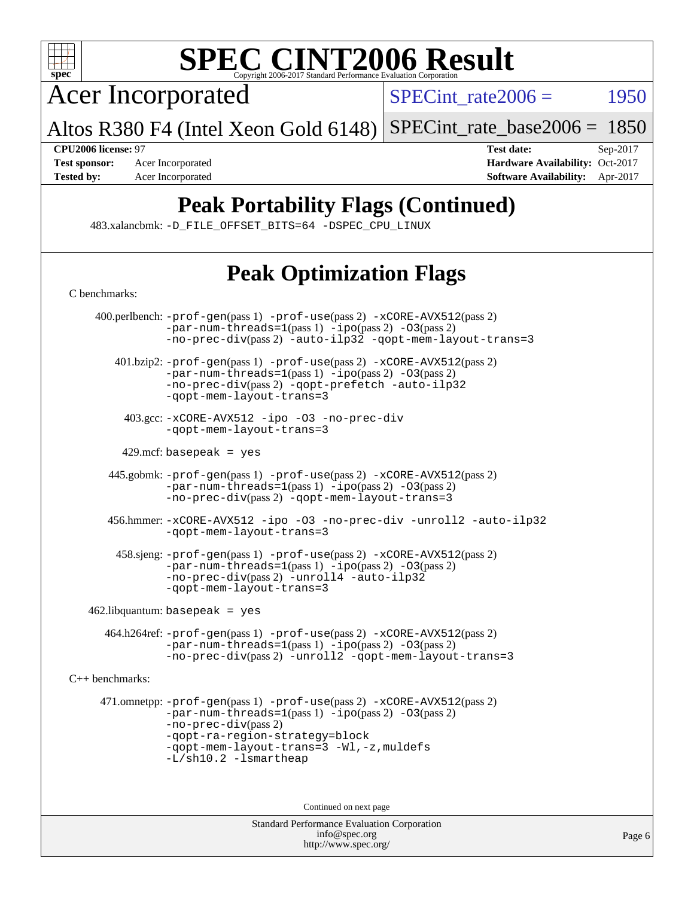# Peak Portability Flags (Continued)

483.xalancbmk: -D_FILE_OFFSET_BITS=64 -DSPEC_CPU_LINUX

# Peak Optimization Flags

C benchmarks:

400.perlbench: -prof-gen(pass 1) -prof-use(pass 2) -xCORE-AVX512(pass 2) -par-num-threads=1(pass 1) -ipo(pass 2) -O3(pass 2) -no-prec-div(pass 2) -auto-ilp32 -qopt-mem-layout-trans=3

401.bzip2: -prof-gen(pass 1) -prof-use(pass 2) -xCORE-AVX512(pass 2) -par-num-threads=1(pass 1) -ipo(pass 2) -O3(pass 2) -no-prec-div(pass 2) -qopt-prefetch -auto-ilp32 -qopt-mem-layout-trans=3

403.gcc: -xCORE-AVX512 -ipo -O3 -no-prec-div -qopt-mem-layout-trans=3

429.mcf: basepeak = yes

445.gobmk: -prof-gen(pass 1) -prof-use(pass 2) -xCORE-AVX512(pass 2) -par-num-threads=1(pass 1) -ipo(pass 2) -O3(pass 2) -no-prec-div(pass 2) -qopt-mem-layout-trans=3

456.hmmer: -xCORE-AVX512 -ipo -O3 -no-prec-div -unroll2 -auto-ilp32 -qopt-mem-layout-trans=3

458.sjeng: -prof-gen(pass 1) -prof-use(pass 2) -xCORE-AVX512(pass 2) -par-num-threads=1(pass 1) -ipo(pass 2) -O3(pass 2) -no-prec-div(pass 2) -unroll4 -auto-ilp32 -qopt-mem-layout-trans=3

462.libquantum: basepeak = yes

464.h264ref: -prof-gen(pass 1) -prof-use(pass 2) -xCORE-AVX512(pass 2) -par-num-threads=1(pass 1) -ipo(pass 2) -O3(pass 2) -no-prec-div(pass 2) -unroll2 -qopt-mem-layout-trans=3

C++ benchmarks:

471.omnetpp: -prof-gen(pass 1) -prof-use(pass 2) -xCORE-AVX512(pass 2) -par-num-threads=1(pass 1) -ipo(pass 2) -O3(pass 2) -no-prec-div(pass 2) -qopt-ra-region-strategy=block -qopt-mem-layout-trans=3 -Wl,-z,muldefs -L/sh10.2 -lsmartheap

Continued on next page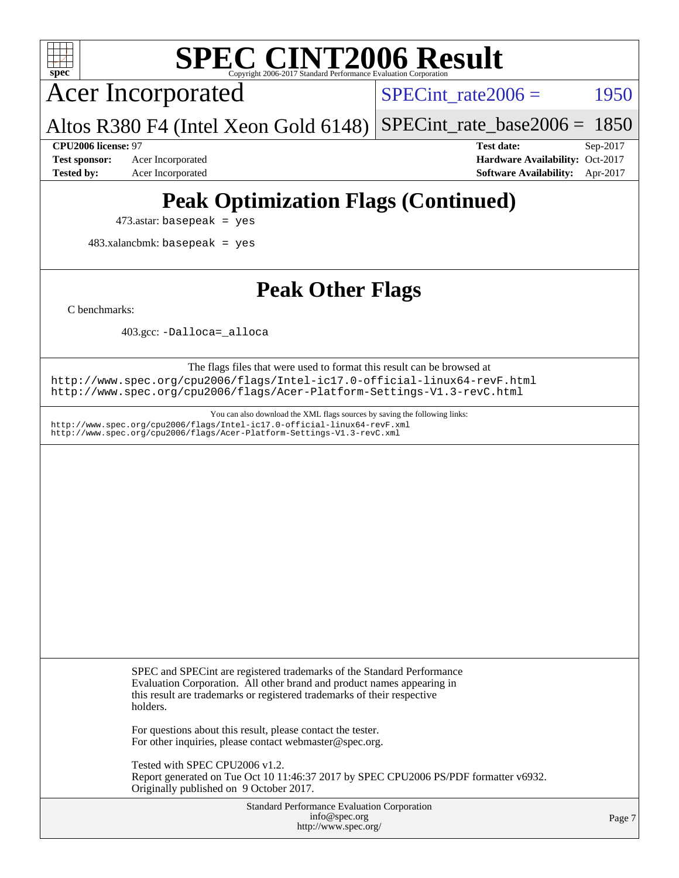# SPEC CINT2006 Result

Copyright 2006-2017 Standard Performance Evaluation Corporation

Acer Incorporated

Altos R380 F4 (Intel Xeon Gold 6148)

SPECint_rate2006 = 1950

SPECint_rate_base2006 = 1850

**CPU2006 license:** 97

**Test sponsor:** Acer Incorporated

**Tested by:** Acer Incorporated

**Test date:** Sep-2017

**Hardware Availability:** Oct-2017

**Software Availability:** Apr-2017

## Peak Optimization Flags (Continued)

473.astar: basepeak = yes

483.xalancbmk: basepeak = yes

## Peak Other Flags

C benchmarks:

403.gcc: -Dalloca=_alloca

The flags files that were used to format this result can be browsed at
http://www.spec.org/cpu2006/flags/Intel-ic17.0-official-linux64-revF.html
http://www.spec.org/cpu2006/flags/Acer-Platform-Settings-V1.3-revC.html

You can also download the XML flags sources by saving the following links:
http://www.spec.org/cpu2006/flags/Intel-ic17.0-official-linux64-revF.xml
http://www.spec.org/cpu2006/flags/Acer-Platform-Settings-V1.3-revC.xml

SPEC and SPECint are registered trademarks of the Standard Performance Evaluation Corporation. All other brand and product names appearing in this result are trademarks or registered trademarks of their respective holders.

For questions about this result, please contact the tester.
For other inquiries, please contact webmaster@spec.org.

Tested with SPEC CPU2006 v1.2.
Report generated on Tue Oct 10 11:46:37 2017 by SPEC CPU2006 PS/PDF formatter v6932.
Originally published on 9 October 2017.

Standard Performance Evaluation Corporation
info@spec.org
http://www.spec.org/